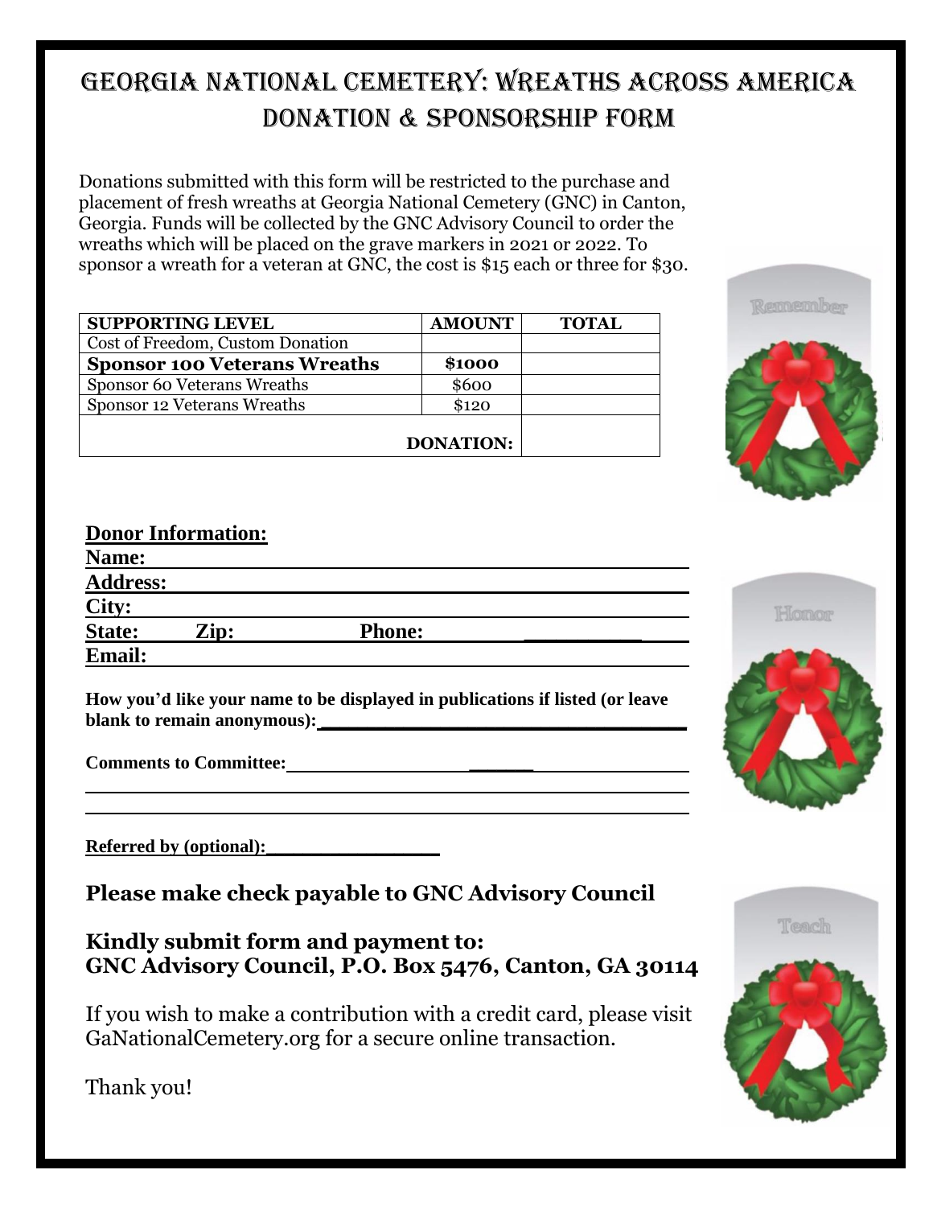# GEORGIA NATIONAL CEMETERY: WREATHS ACROSS AMERICA DONATION & SPONSORSHIP FORM

Donations submitted with this form will be restricted to the purchase and placement of fresh wreaths at Georgia National Cemetery (GNC) in Canton, Georgia. Funds will be collected by the GNC Advisory Council to order the wreaths which will be placed on the grave markers in 2021 or 2022. To sponsor a wreath for a veteran at GNC, the cost is $15 each or three for $30.

| SUPPORTING LEVEL | AMOUNT | TOTAL |
|---|---|---|
| Cost of Freedom, Custom Donation | | |
| **Sponsor 100 Veterans Wreaths** | **$1000** | |
| Sponsor 60 Veterans Wreaths | $600 | |
| Sponsor 12 Veterans Wreaths | $120 | |
| | **DONATION:** | |

**Donor Information:**

**Name:** ______________________________

**Address:** ______________________________

**City:** ______________________________

**State:** ______ **Zip:** ______ **Phone:** ______________

**Email:** ______________________________

**How you'd like your name to be displayed in publications if listed (or leave blank to remain anonymous):** ______________________________

**Comments to Committee:** ______________________________

______________________________

______________________________

**Referred by (optional):** ________________

**Please make check payable to GNC Advisory Council**

**Kindly submit form and payment to:**
**GNC Advisory Council, P.O. Box 5476, Canton, GA 30114**

If you wish to make a contribution with a credit card, please visit GaNationalCemetery.org for a secure online transaction.

Thank you!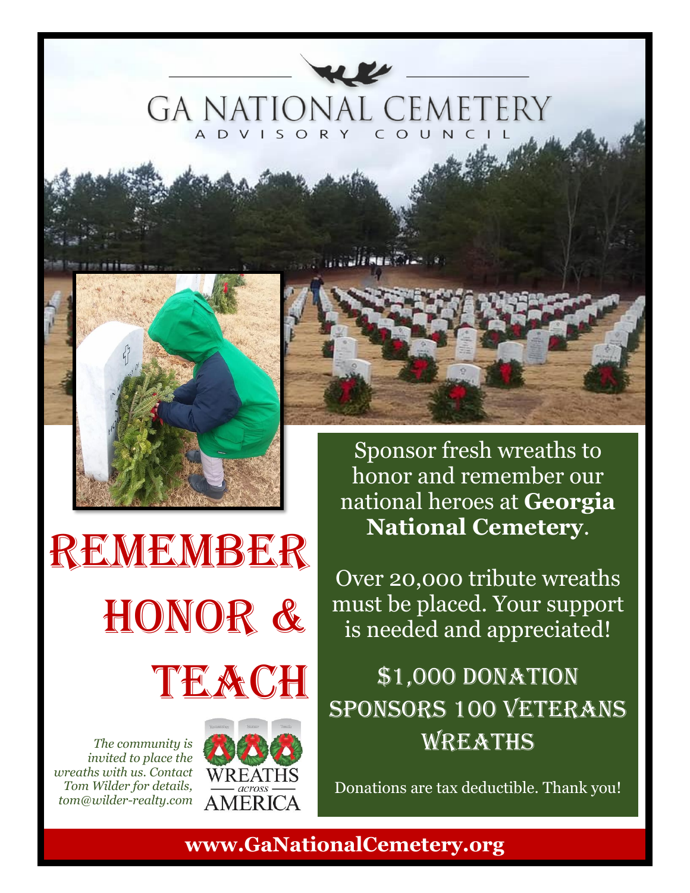# GA NATIONAL CEMETERY

ADVISORY COUNCIL

# REMEMBER HONOR & TEACH

Sponsor fresh wreaths to honor and remember our national heroes at **Georgia National Cemetery**.

Over 20,000 tribute wreaths must be placed. Your support is needed and appreciated!

## $1,000 DONATION SPONSORS 100 VETERANS WREATHS

Donations are tax deductible. Thank you!

*The community is invited to place the wreaths with us. Contact Tom Wilder for details, tom@wilder-realty.com*

WREATHS across AMERICA

**www.GaNationalCemetery.org**